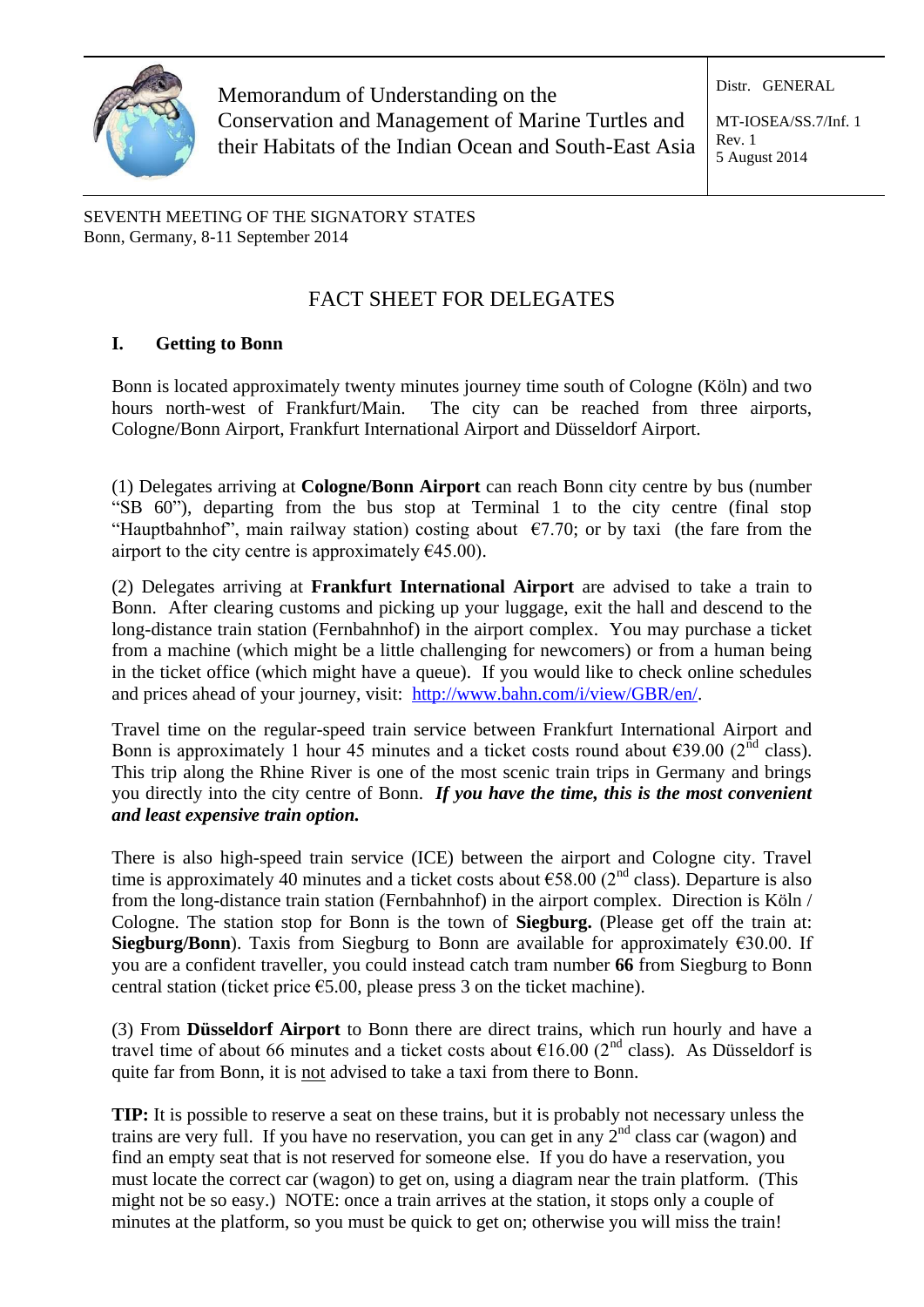Memorandum of Understanding on the Conservation and Management of Marine Turtles and their Habitats of the Indian Ocean and South-East Asia

Distr. GENERAL

MT-IOSEA/SS.7/Inf. 1
Rev. 1
5 August 2014

SEVENTH MEETING OF THE SIGNATORY STATES
Bonn, Germany, 8-11 September 2014

# FACT SHEET FOR DELEGATES

## I. Getting to Bonn

Bonn is located approximately twenty minutes journey time south of Cologne (Köln) and two hours north-west of Frankfurt/Main. The city can be reached from three airports, Cologne/Bonn Airport, Frankfurt International Airport and Düsseldorf Airport.

(1) Delegates arriving at **Cologne/Bonn Airport** can reach Bonn city centre by bus (number "SB 60"), departing from the bus stop at Terminal 1 to the city centre (final stop "Hauptbahnhof", main railway station) costing about €7.70; or by taxi (the fare from the airport to the city centre is approximately €45.00).

(2) Delegates arriving at **Frankfurt International Airport** are advised to take a train to Bonn. After clearing customs and picking up your luggage, exit the hall and descend to the long-distance train station (Fernbahnhof) in the airport complex. You may purchase a ticket from a machine (which might be a little challenging for newcomers) or from a human being in the ticket office (which might have a queue). If you would like to check online schedules and prices ahead of your journey, visit: [http://www.bahn.com/i/view/GBR/en/](http://www.bahn.com/i/view/GBR/en/).

Travel time on the regular-speed train service between Frankfurt International Airport and Bonn is approximately 1 hour 45 minutes and a ticket costs round about €39.00 (2nd class). This trip along the Rhine River is one of the most scenic train trips in Germany and brings you directly into the city centre of Bonn. ***If you have the time, this is the most convenient and least expensive train option.***

There is also high-speed train service (ICE) between the airport and Cologne city. Travel time is approximately 40 minutes and a ticket costs about €58.00 (2nd class). Departure is also from the long-distance train station (Fernbahnhof) in the airport complex. Direction is Köln / Cologne. The station stop for Bonn is the town of **Siegburg.** (Please get off the train at: **Siegburg/Bonn**). Taxis from Siegburg to Bonn are available for approximately €30.00. If you are a confident traveller, you could instead catch tram number **66** from Siegburg to Bonn central station (ticket price €5.00, please press 3 on the ticket machine).

(3) From **Düsseldorf Airport** to Bonn there are direct trains, which run hourly and have a travel time of about 66 minutes and a ticket costs about €16.00 (2nd class). As Düsseldorf is quite far from Bonn, it is not advised to take a taxi from there to Bonn.

**TIP:** It is possible to reserve a seat on these trains, but it is probably not necessary unless the trains are very full. If you have no reservation, you can get in any 2nd class car (wagon) and find an empty seat that is not reserved for someone else. If you do have a reservation, you must locate the correct car (wagon) to get on, using a diagram near the train platform. (This might not be so easy.) NOTE: once a train arrives at the station, it stops only a couple of minutes at the platform, so you must be quick to get on; otherwise you will miss the train!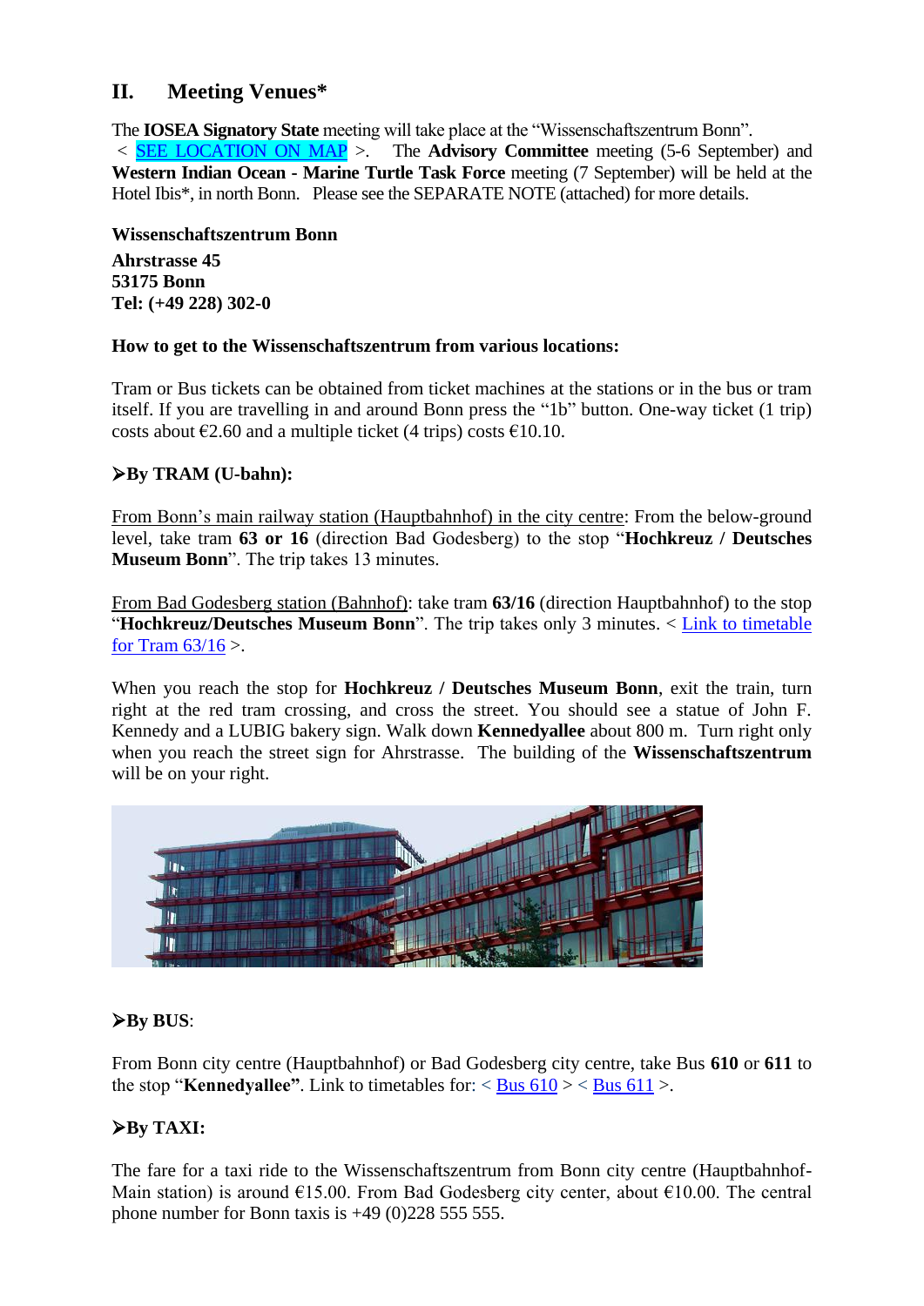## II. Meeting Venues*

The **IOSEA Signatory State** meeting will take place at the "Wissenschaftszentrum Bonn". < SEE LOCATION ON MAP >. The **Advisory Committee** meeting (5-6 September) and **Western Indian Ocean - Marine Turtle Task Force** meeting (7 September) will be held at the Hotel Ibis*, in north Bonn. Please see the SEPARATE NOTE (attached) for more details.

**Wissenschaftszentrum Bonn**

**Ahrstrasse 45**
**53175 Bonn**
**Tel: (+49 228) 302-0**

**How to get to the Wissenschaftszentrum from various locations:**

Tram or Bus tickets can be obtained from ticket machines at the stations or in the bus or tram itself. If you are travelling in and around Bonn press the "1b" button. One-way ticket (1 trip) costs about €2.60 and a multiple ticket (4 trips) costs €10.10.

### ➢By TRAM (U-bahn):

From Bonn's main railway station (Hauptbahnhof) in the city centre: From the below-ground level, take tram **63 or 16** (direction Bad Godesberg) to the stop "**Hochkreuz / Deutsches Museum Bonn**". The trip takes 13 minutes.

From Bad Godesberg station (Bahnhof): take tram **63/16** (direction Hauptbahnhof) to the stop "**Hochkreuz/Deutsches Museum Bonn**". The trip takes only 3 minutes. < Link to timetable for Tram 63/16 >.

When you reach the stop for **Hochkreuz / Deutsches Museum Bonn**, exit the train, turn right at the red tram crossing, and cross the street. You should see a statue of John F. Kennedy and a LUBIG bakery sign. Walk down **Kennedyallee** about 800 m. Turn right only when you reach the street sign for Ahrstrasse. The building of the **Wissenschaftszentrum** will be on your right.

### ➢By BUS:

From Bonn city centre (Hauptbahnhof) or Bad Godesberg city centre, take Bus **610** or **611** to the stop "**Kennedyallee"**. Link to timetables for: < Bus 610 > < Bus 611 >.

### ➢By TAXI:

The fare for a taxi ride to the Wissenschaftszentrum from Bonn city centre (Hauptbahnhof-Main station) is around €15.00. From Bad Godesberg city center, about €10.00. The central phone number for Bonn taxis is +49 (0)228 555 555.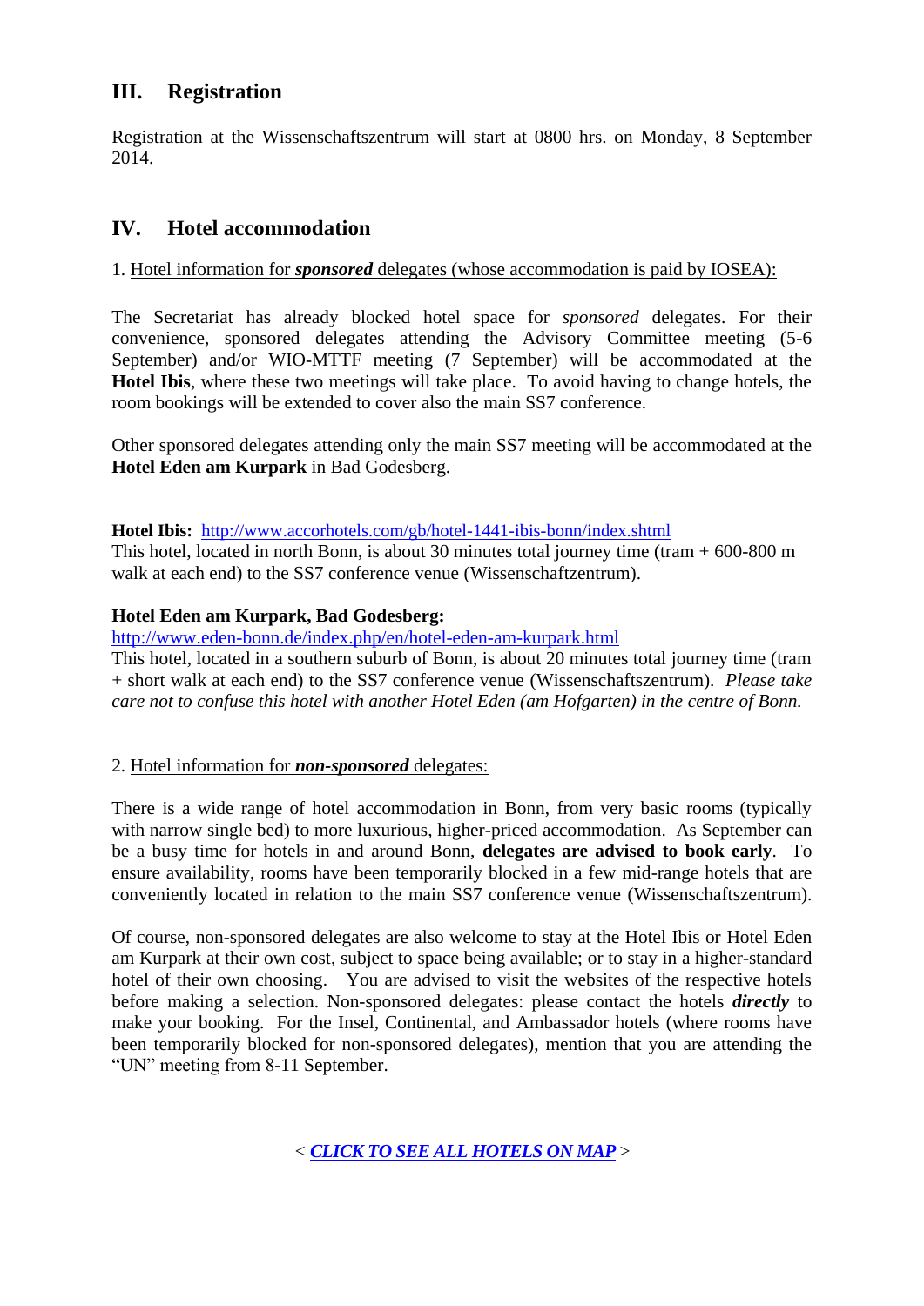## III. Registration

Registration at the Wissenschaftszentrum will start at 0800 hrs. on Monday, 8 September 2014.

## IV. Hotel accommodation

1. Hotel information for ***sponsored*** delegates (whose accommodation is paid by IOSEA):

The Secretariat has already blocked hotel space for *sponsored* delegates. For their convenience, sponsored delegates attending the Advisory Committee meeting (5-6 September) and/or WIO-MTTF meeting (7 September) will be accommodated at the **Hotel Ibis**, where these two meetings will take place. To avoid having to change hotels, the room bookings will be extended to cover also the main SS7 conference.

Other sponsored delegates attending only the main SS7 meeting will be accommodated at the **Hotel Eden am Kurpark** in Bad Godesberg.

**Hotel Ibis:** http://www.accorhotels.com/gb/hotel-1441-ibis-bonn/index.shtml
This hotel, located in north Bonn, is about 30 minutes total journey time (tram + 600-800 m walk at each end) to the SS7 conference venue (Wissenschaftszentrum).

**Hotel Eden am Kurpark, Bad Godesberg:**
http://www.eden-bonn.de/index.php/en/hotel-eden-am-kurpark.html
This hotel, located in a southern suburb of Bonn, is about 20 minutes total journey time (tram + short walk at each end) to the SS7 conference venue (Wissenschaftszentrum). *Please take care not to confuse this hotel with another Hotel Eden (am Hofgarten) in the centre of Bonn.*

2. Hotel information for ***non-sponsored*** delegates:

There is a wide range of hotel accommodation in Bonn, from very basic rooms (typically with narrow single bed) to more luxurious, higher-priced accommodation. As September can be a busy time for hotels in and around Bonn, **delegates are advised to book early**. To ensure availability, rooms have been temporarily blocked in a few mid-range hotels that are conveniently located in relation to the main SS7 conference venue (Wissenschaftszentrum).

Of course, non-sponsored delegates are also welcome to stay at the Hotel Ibis or Hotel Eden am Kurpark at their own cost, subject to space being available; or to stay in a higher-standard hotel of their own choosing. You are advised to visit the websites of the respective hotels before making a selection. Non-sponsored delegates: please contact the hotels ***directly*** to make your booking. For the Insel, Continental, and Ambassador hotels (where rooms have been temporarily blocked for non-sponsored delegates), mention that you are attending the "UN" meeting from 8-11 September.

< ***CLICK TO SEE ALL HOTELS ON MAP*** >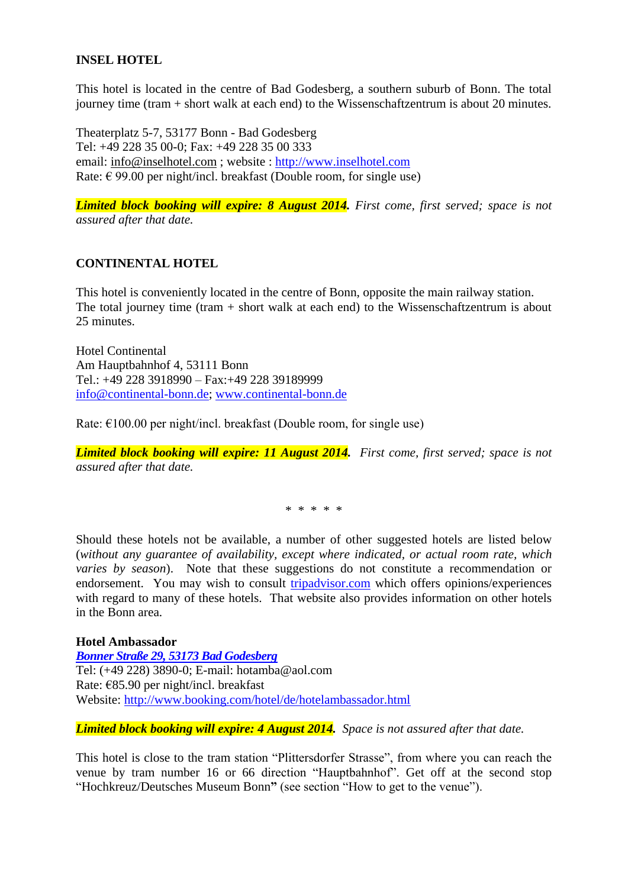**INSEL HOTEL**

This hotel is located in the centre of Bad Godesberg, a southern suburb of Bonn. The total journey time (tram + short walk at each end) to the Wissenschaftzentrum is about 20 minutes.

Theaterplatz 5-7, 53177 Bonn - Bad Godesberg  
Tel: +49 228 35 00-0; Fax: +49 228 35 00 333  
email: info@inselhotel.com ; website : http://www.inselhotel.com  
Rate: € 99.00 per night/incl. breakfast (Double room, for single use)

***Limited block booking will expire: 8 August 2014***. *First come, first served; space is not assured after that date.*

**CONTINENTAL HOTEL**

This hotel is conveniently located in the centre of Bonn, opposite the main railway station. The total journey time (tram + short walk at each end) to the Wissenschaftzentrum is about 25 minutes.

Hotel Continental  
Am Hauptbahnhof 4, 53111 Bonn  
Tel.: +49 228 3918990 – Fax:+49 228 39189999  
info@continental-bonn.de; www.continental-bonn.de

Rate: €100.00 per night/incl. breakfast (Double room, for single use)

***Limited block booking will expire: 11 August 2014***. *First come, first served; space is not assured after that date.*

\* \* \* \* \*

Should these hotels not be available, a number of other suggested hotels are listed below (*without any guarantee of availability, except where indicated, or actual room rate, which varies by season*). Note that these suggestions do not constitute a recommendation or endorsement. You may wish to consult tripadvisor.com which offers opinions/experiences with regard to many of these hotels. That website also provides information on other hotels in the Bonn area.

**Hotel Ambassador**  
***Bonner Straße 29, 53173 Bad Godesberg***  
Tel: (+49 228) 3890-0; E-mail: hotamba@aol.com  
Rate: €85.90 per night/incl. breakfast  
Website: http://www.booking.com/hotel/de/hotelambassador.html

***Limited block booking will expire: 4 August 2014***. *Space is not assured after that date.*

This hotel is close to the tram station "Plittersdorfer Strasse", from where you can reach the venue by tram number 16 or 66 direction "Hauptbahnhof". Get off at the second stop "Hochkreuz/Deutsches Museum Bonn**"** (see section "How to get to the venue").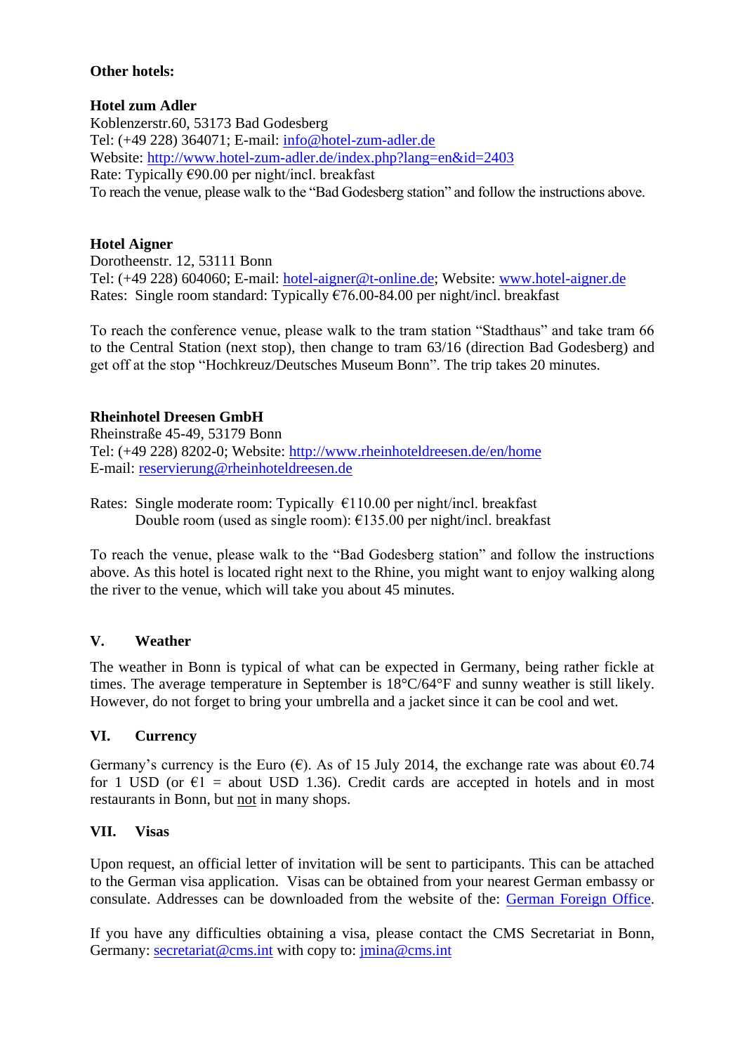**Other hotels:**

**Hotel zum Adler**
Koblenzerstr.60, 53173 Bad Godesberg
Tel: (+49 228) 364071; E-mail: [info@hotel-zum-adler.de](mailto:info@hotel-zum-adler.de)
Website: [http://www.hotel-zum-adler.de/index.php?lang=en&id=2403](http://www.hotel-zum-adler.de/index.php?lang=en&id=2403)
Rate: Typically €90.00 per night/incl. breakfast
To reach the venue, please walk to the "Bad Godesberg station" and follow the instructions above.

**Hotel Aigner**
Dorotheenstr. 12, 53111 Bonn
Tel: (+49 228) 604060; E-mail: [hotel-aigner@t-online.de](mailto:hotel-aigner@t-online.de); Website: [www.hotel-aigner.de](http://www.hotel-aigner.de)
Rates: Single room standard: Typically €76.00-84.00 per night/incl. breakfast

To reach the conference venue, please walk to the tram station "Stadthaus" and take tram 66 to the Central Station (next stop), then change to tram 63/16 (direction Bad Godesberg) and get off at the stop "Hochkreuz/Deutsches Museum Bonn". The trip takes 20 minutes.

**Rheinhotel Dreesen GmbH**
Rheinstraße 45-49, 53179 Bonn
Tel: (+49 228) 8202-0; Website: [http://www.rheinhoteldreesen.de/en/home](http://www.rheinhoteldreesen.de/en/home)
E-mail: [reservierung@rheinhoteldreesen.de](mailto:reservierung@rheinhoteldreesen.de)

Rates: Single moderate room: Typically €110.00 per night/incl. breakfast
Double room (used as single room): €135.00 per night/incl. breakfast

To reach the venue, please walk to the "Bad Godesberg station" and follow the instructions above. As this hotel is located right next to the Rhine, you might want to enjoy walking along the river to the venue, which will take you about 45 minutes.

## V. Weather

The weather in Bonn is typical of what can be expected in Germany, being rather fickle at times. The average temperature in September is 18°C/64°F and sunny weather is still likely. However, do not forget to bring your umbrella and a jacket since it can be cool and wet.

## VI. Currency

Germany's currency is the Euro (€). As of 15 July 2014, the exchange rate was about €0.74 for 1 USD (or €1 = about USD 1.36). Credit cards are accepted in hotels and in most restaurants in Bonn, but not in many shops.

## VII. Visas

Upon request, an official letter of invitation will be sent to participants. This can be attached to the German visa application. Visas can be obtained from your nearest German embassy or consulate. Addresses can be downloaded from the website of the: German Foreign Office.

If you have any difficulties obtaining a visa, please contact the CMS Secretariat in Bonn, Germany: [secretariat@cms.int](mailto:secretariat@cms.int) with copy to: [jmina@cms.int](mailto:jmina@cms.int)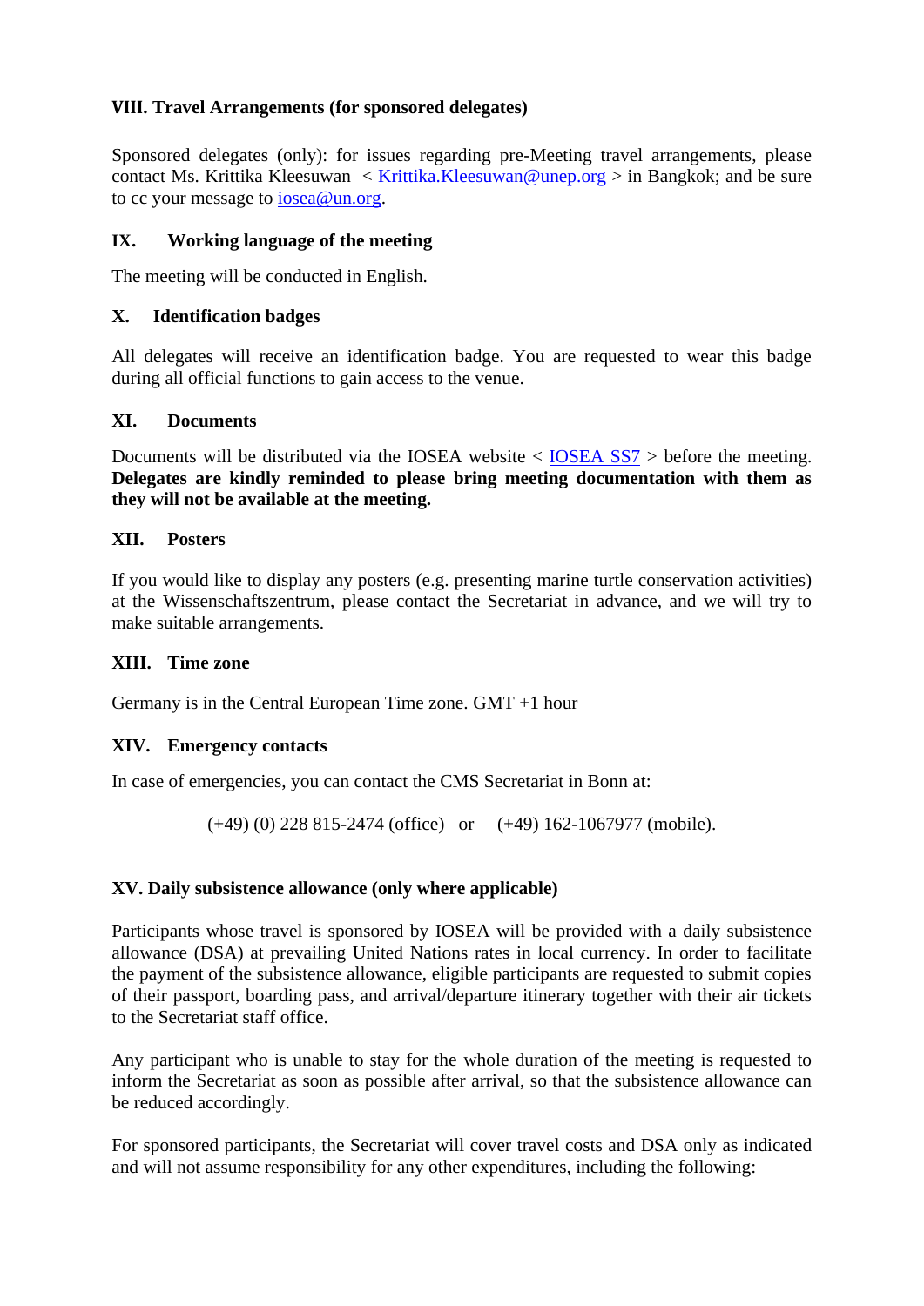## VIII. Travel Arrangements (for sponsored delegates)

Sponsored delegates (only): for issues regarding pre-Meeting travel arrangements, please contact Ms. Krittika Kleesuwan < Krittika.Kleesuwan@unep.org > in Bangkok; and be sure to cc your message to iosea@un.org.

## IX. Working language of the meeting

The meeting will be conducted in English.

## X. Identification badges

All delegates will receive an identification badge. You are requested to wear this badge during all official functions to gain access to the venue.

## XI. Documents

Documents will be distributed via the IOSEA website < IOSEA SS7 > before the meeting. **Delegates are kindly reminded to please bring meeting documentation with them as they will not be available at the meeting.**

## XII. Posters

If you would like to display any posters (e.g. presenting marine turtle conservation activities) at the Wissenschaftszentrum, please contact the Secretariat in advance, and we will try to make suitable arrangements.

## XIII. Time zone

Germany is in the Central European Time zone. GMT +1 hour

## XIV. Emergency contacts

In case of emergencies, you can contact the CMS Secretariat in Bonn at:

(+49) (0) 228 815-2474 (office) or (+49) 162-1067977 (mobile).

## XV. Daily subsistence allowance (only where applicable)

Participants whose travel is sponsored by IOSEA will be provided with a daily subsistence allowance (DSA) at prevailing United Nations rates in local currency. In order to facilitate the payment of the subsistence allowance, eligible participants are requested to submit copies of their passport, boarding pass, and arrival/departure itinerary together with their air tickets to the Secretariat staff office.

Any participant who is unable to stay for the whole duration of the meeting is requested to inform the Secretariat as soon as possible after arrival, so that the subsistence allowance can be reduced accordingly.

For sponsored participants, the Secretariat will cover travel costs and DSA only as indicated and will not assume responsibility for any other expenditures, including the following: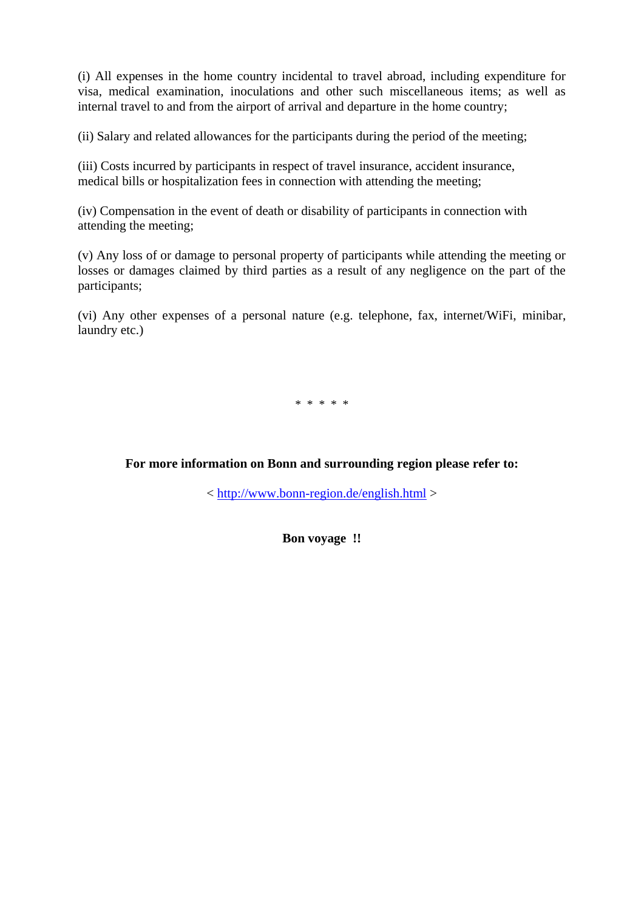(i) All expenses in the home country incidental to travel abroad, including expenditure for visa, medical examination, inoculations and other such miscellaneous items; as well as internal travel to and from the airport of arrival and departure in the home country;

(ii) Salary and related allowances for the participants during the period of the meeting;

(iii) Costs incurred by participants in respect of travel insurance, accident insurance, medical bills or hospitalization fees in connection with attending the meeting;

(iv) Compensation in the event of death or disability of participants in connection with attending the meeting;

(v) Any loss of or damage to personal property of participants while attending the meeting or losses or damages claimed by third parties as a result of any negligence on the part of the participants;

(vi) Any other expenses of a personal nature (e.g. telephone, fax, internet/WiFi, minibar, laundry etc.)

\* \* \* \* \*

**For more information on Bonn and surrounding region please refer to:**

< http://www.bonn-region.de/english.html >

**Bon voyage !!**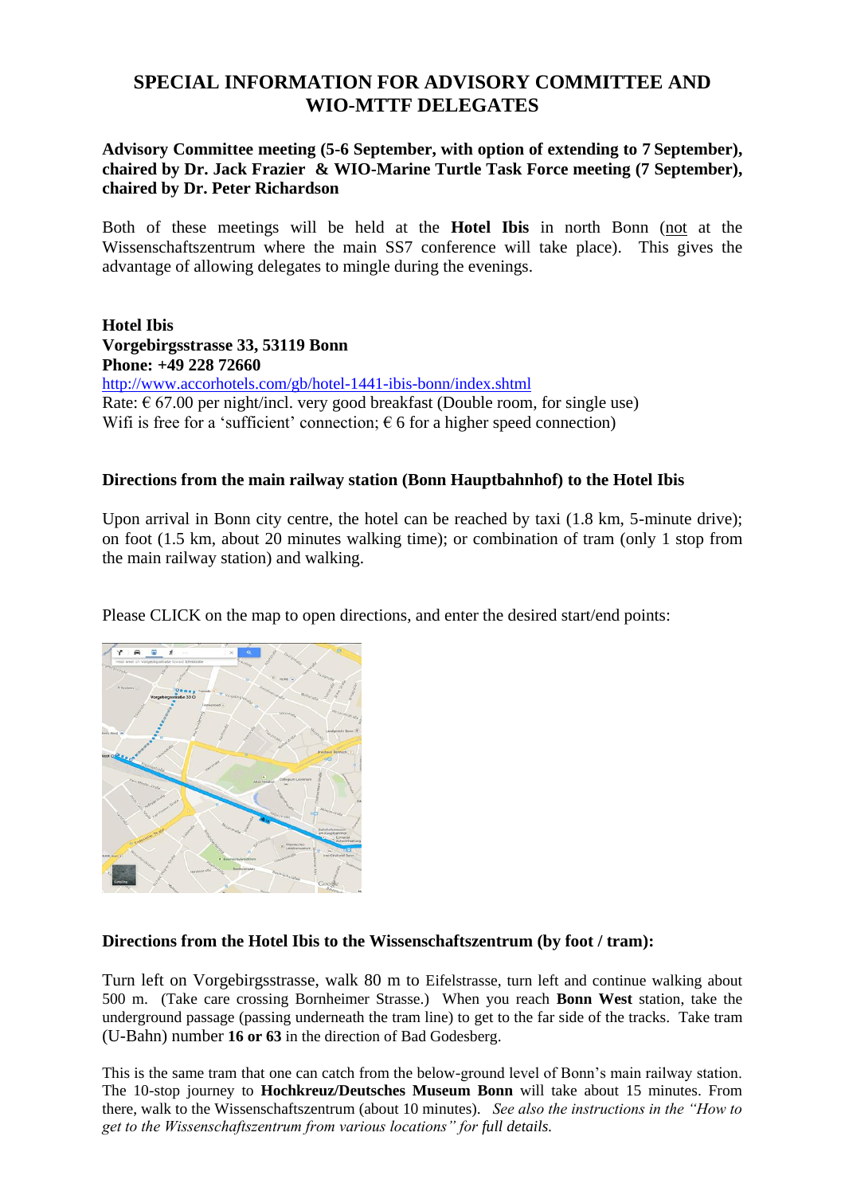# SPECIAL INFORMATION FOR ADVISORY COMMITTEE AND WIO-MTTF DELEGATES

**Advisory Committee meeting (5-6 September, with option of extending to 7 September), chaired by Dr. Jack Frazier & WIO-Marine Turtle Task Force meeting (7 September), chaired by Dr. Peter Richardson**

Both of these meetings will be held at the **Hotel Ibis** in north Bonn (not at the Wissenschaftszentrum where the main SS7 conference will take place). This gives the advantage of allowing delegates to mingle during the evenings.

**Hotel Ibis**
**Vorgebirgsstrasse 33, 53119 Bonn**
**Phone: +49 228 72660**
http://www.accorhotels.com/gb/hotel-1441-ibis-bonn/index.shtml
Rate: € 67.00 per night/incl. very good breakfast (Double room, for single use)
Wifi is free for a 'sufficient' connection; € 6 for a higher speed connection)

### Directions from the main railway station (Bonn Hauptbahnhof) to the Hotel Ibis

Upon arrival in Bonn city centre, the hotel can be reached by taxi (1.8 km, 5-minute drive); on foot (1.5 km, about 20 minutes walking time); or combination of tram (only 1 stop from the main railway station) and walking.

Please CLICK on the map to open directions, and enter the desired start/end points:

### Directions from the Hotel Ibis to the Wissenschaftszentrum (by foot / tram):

Turn left on Vorgebirgsstrasse, walk 80 m to Eifelstrasse, turn left and continue walking about 500 m. (Take care crossing Bornheimer Strasse.) When you reach **Bonn West** station, take the underground passage (passing underneath the tram line) to get to the far side of the tracks. Take tram (U-Bahn) number **16 or 63** in the direction of Bad Godesberg.

This is the same tram that one can catch from the below-ground level of Bonn's main railway station. The 10-stop journey to **Hochkreuz/Deutsches Museum Bonn** will take about 15 minutes. From there, walk to the Wissenschaftszentrum (about 10 minutes). *See also the instructions in the "How to get to the Wissenschaftszentrum from various locations" for full details.*